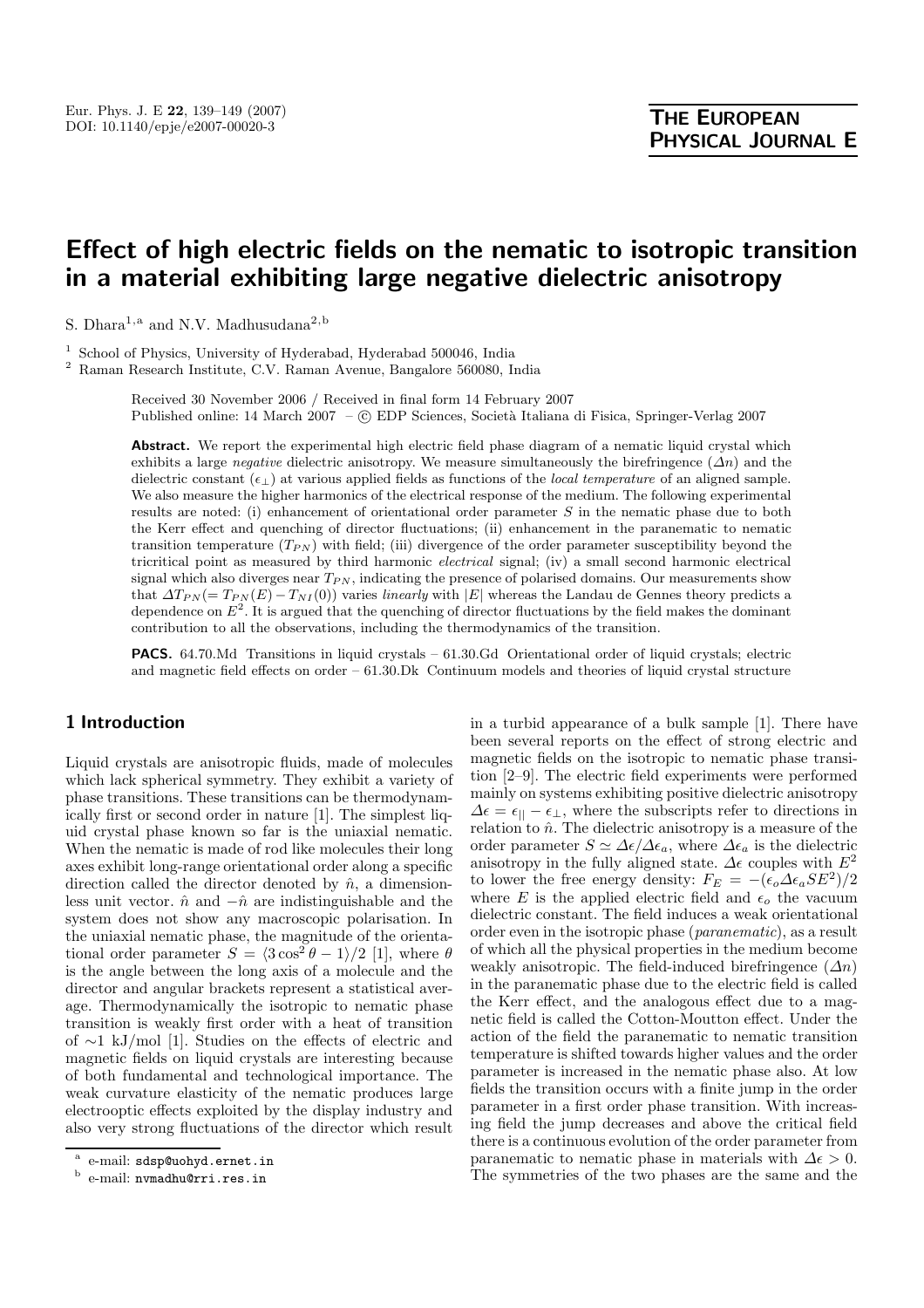# Effect of high electric fields on the nematic to isotropic transition in a material exhibiting large negative dielectric anisotropy

S. Dhara[1,a] and N.V. Madhusudana[2,b]

[1] School of Physics, University of Hyderabad, Hyderabad 500046, India
[2] Raman Research Institute, C.V. Raman Avenue, Bangalore 560080, India

Received 30 November 2006 / Received in final form 14 February 2007
Published online: 14 March 2007 – © EDP Sciences, Società Italiana di Fisica, Springer-Verlag 2007

**Abstract.** We report the experimental high electric field phase diagram of a nematic liquid crystal which exhibits a large *negative* dielectric anisotropy. We measure simultaneously the birefringence ($\Delta n$) and the dielectric constant ($\epsilon_\perp$) at various applied fields as functions of the *local temperature* of an aligned sample. We also measure the higher harmonics of the electrical response of the medium. The following experimental results are noted: (i) enhancement of orientational order parameter $S$ in the nematic phase due to both the Kerr effect and quenching of director fluctuations; (ii) enhancement in the paranematic to nematic transition temperature ($T_{PN}$) with field; (iii) divergence of the order parameter susceptibility beyond the tricritical point as measured by third harmonic *electrical* signal; (iv) a small second harmonic electrical signal which also diverges near $T_{PN}$, indicating the presence of polarised domains. Our measurements show that $\Delta T_{PN}(= T_{PN}(E) - T_{NI}(0))$ varies *linearly* with $|E|$ whereas the Landau de Gennes theory predicts a dependence on $E^2$. It is argued that the quenching of director fluctuations by the field makes the dominant contribution to all the observations, including the thermodynamics of the transition.

**PACS.** 64.70.Md Transitions in liquid crystals – 61.30.Gd Orientational order of liquid crystals; electric and magnetic field effects on order – 61.30.Dk Continuum models and theories of liquid crystal structure

## 1 Introduction

Liquid crystals are anisotropic fluids, made of molecules which lack spherical symmetry. They exhibit a variety of phase transitions. These transitions can be thermodynamically first or second order in nature [1]. The simplest liquid crystal phase known so far is the uniaxial nematic. When the nematic is made of rod like molecules their long axes exhibit long-range orientational order along a specific direction called the director denoted by $\hat{n}$, a dimensionless unit vector. $\hat{n}$ and $-\hat{n}$ are indistinguishable and the system does not show any macroscopic polarisation. In the uniaxial nematic phase, the magnitude of the orientational order parameter $S = \langle 3\cos^2\theta - 1\rangle/2$ [1], where $\theta$ is the angle between the long axis of a molecule and the director and angular brackets represent a statistical average. Thermodynamically the isotropic to nematic phase transition is weakly first order with a heat of transition of ∼1 kJ/mol [1]. Studies on the effects of electric and magnetic fields on liquid crystals are interesting because of both fundamental and technological importance. The weak curvature elasticity of the nematic produces large electrooptic effects exploited by the display industry and also very strong fluctuations of the director which result in a turbid appearance of a bulk sample [1]. There have been several reports on the effect of strong electric and magnetic fields on the isotropic to nematic phase transition [2–9]. The electric field experiments were performed mainly on systems exhibiting positive dielectric anisotropy $\Delta\epsilon = \epsilon_{||} - \epsilon_\perp$, where the subscripts refer to directions in relation to $\hat{n}$. The dielectric anisotropy is a measure of the order parameter $S \simeq \Delta\epsilon/\Delta\epsilon_a$, where $\Delta\epsilon_a$ is the dielectric anisotropy in the fully aligned state. $\Delta\epsilon$ couples with $E^2$ to lower the free energy density: $F_E = -(\epsilon_o \Delta\epsilon_a S E^2)/2$ where $E$ is the applied electric field and $\epsilon_o$ the vacuum dielectric constant. The field induces a weak orientational order even in the isotropic phase (*paranematic*), as a result of which all the physical properties in the medium become weakly anisotropic. The field-induced birefringence ($\Delta n$) in the paranematic phase due to the electric field is called the Kerr effect, and the analogous effect due to a magnetic field is called the Cotton-Moutton effect. Under the action of the field the paranematic to nematic transition temperature is shifted towards higher values and the order parameter is increased in the nematic phase also. At low fields the transition occurs with a finite jump in the order parameter in a first order phase transition. With increasing field the jump decreases and above the critical field there is a continuous evolution of the order parameter from paranematic to nematic phase in materials with $\Delta\epsilon > 0$. The symmetries of the two phases are the same and the

---

[a] e-mail: sdsp@uohyd.ernet.in
[b] e-mail: nvmadhu@rri.res.in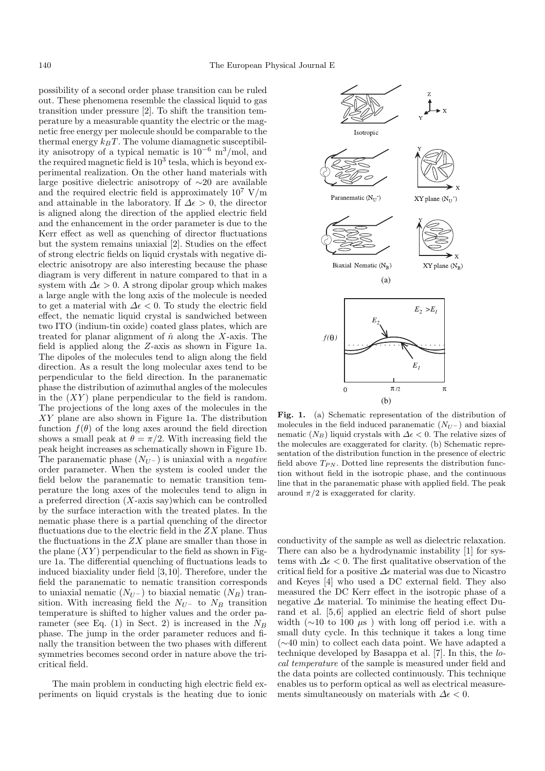possibility of a second order phase transition can be ruled out. These phenomena resemble the classical liquid to gas transition under pressure [2]. To shift the transition temperature by a measurable quantity the electric or the magnetic free energy per molecule should be comparable to the thermal energy $k_BT$. The volume diamagnetic susceptibility anisotropy of a typical nematic is $10^{-6}$ m$^3$/mol, and the required magnetic field is $10^3$ tesla, which is beyond experimental realization. On the other hand materials with large positive dielectric anisotropy of ∼20 are available and the required electric field is approximately $10^7$ V/m and attainable in the laboratory. If $\Delta\epsilon > 0$, the director is aligned along the direction of the applied electric field and the enhancement in the order parameter is due to the Kerr effect as well as quenching of director fluctuations but the system remains uniaxial [2]. Studies on the effect of strong electric fields on liquid crystals with negative dielectric anisotropy are also interesting because the phase diagram is very different in nature compared to that in a system with $\Delta\epsilon > 0$. A strong dipolar group which makes a large angle with the long axis of the molecule is needed to get a material with $\Delta\epsilon < 0$. To study the electric field effect, the nematic liquid crystal is sandwiched between two ITO (indium-tin oxide) coated glass plates, which are treated for planar alignment of $\hat{n}$ along the $X$-axis. The field is applied along the $Z$-axis as shown in Figure 1a. The dipoles of the molecules tend to align along the field direction. As a result the long molecular axes tend to be perpendicular to the field direction. In the paranematic phase the distribution of azimuthal angles of the molecules in the $(XY)$ plane perpendicular to the field is random. The projections of the long axes of the molecules in the $XY$ plane are also shown in Figure 1a. The distribution function $f(\theta)$ of the long axes around the field direction shows a small peak at $\theta = \pi/2$. With increasing field the peak height increases as schematically shown in Figure 1b. The paranematic phase $(N_{U^-})$ is uniaxial with a *negative* order parameter. When the system is cooled under the field below the paranematic to nematic transition temperature the long axes of the molecules tend to align in a preferred direction ($X$-axis say)which can be controlled by the surface interaction with the treated plates. In the nematic phase there is a partial quenching of the director fluctuations due to the electric field in the $ZX$ plane. Thus the fluctuations in the $ZX$ plane are smaller than those in the plane $(XY)$ perpendicular to the field as shown in Figure 1a. The differential quenching of fluctuations leads to induced biaxiality under field [3,10]. Therefore, under the field the paranematic to nematic transition corresponds to uniaxial nematic $(N_{U^-})$ to biaxial nematic $(N_B)$ transition. With increasing field the $N_{U^-}$ to $N_B$ transition temperature is shifted to higher values and the order parameter (see Eq. (1) in Sect. 2) is increased in the $N_B$ phase. The jump in the order parameter reduces and finally the transition between the two phases with different symmetries becomes second order in nature above the tricritical field.

The main problem in conducting high electric field experiments on liquid crystals is the heating due to ionic conductivity of the sample as well as dielectric relaxation. There can also be a hydrodynamic instability [1] for systems with $\Delta\epsilon < 0$. The first qualitative observation of the critical field for a positive $\Delta\epsilon$ material was due to Nicastro and Keyes [4] who used a DC external field. They also measured the DC Kerr effect in the isotropic phase of a negative $\Delta\epsilon$ material. To minimise the heating effect Durand et al. [5,6] applied an electric field of short pulse width (∼10 to 100 μs ) with long off period i.e. with a small duty cycle. In this technique it takes a long time (∼40 min) to collect each data point. We have adapted a technique developed by Basappa et al. [7]. In this, the *local temperature* of the sample is measured under field and the data points are collected continuously. This technique enables us to perform optical as well as electrical measurements simultaneously on materials with $\Delta\epsilon < 0$.

**Fig. 1.** (a) Schematic representation of the distribution of molecules in the field induced paranematic $(N_{U^-})$ and biaxial nematic $(N_B)$ liquid crystals with $\Delta\epsilon < 0$. The relative sizes of the molecules are exaggerated for clarity. (b) Schematic representation of the distribution function in the presence of electric field above $T_{PN}$. Dotted line represents the distribution function without field in the isotropic phase, and the continuous line that in the paranematic phase with applied field. The peak around $\pi/2$ is exaggerated for clarity.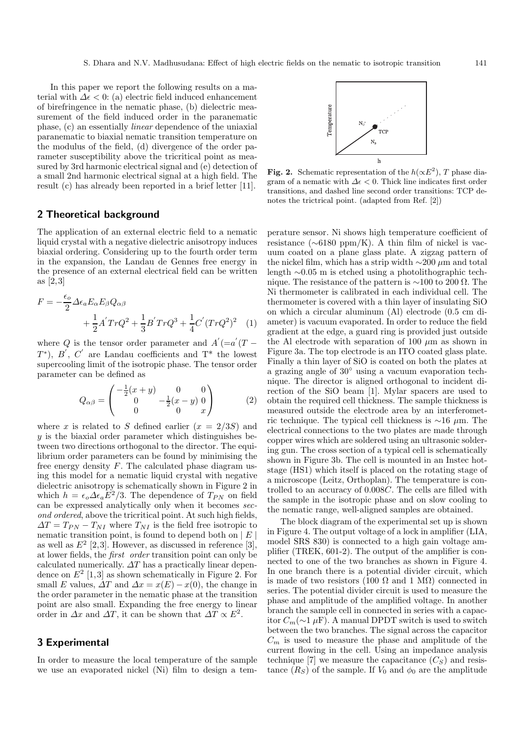In this paper we report the following results on a material with $\Delta\epsilon < 0$: (a) electric field induced enhancement of birefringence in the nematic phase, (b) dielectric measurement of the field induced order in the paranematic phase, (c) an essentially *linear* dependence of the uniaxial paranematic to biaxial nematic transition temperature on the modulus of the field, (d) divergence of the order parameter susceptibility above the tricritical point as measured by 3rd harmonic electrical signal and (e) detection of a small 2nd harmonic electrical signal at a high field. The result (c) has already been reported in a brief letter [11].

## 2 Theoretical background

The application of an external electric field to a nematic liquid crystal with a negative dielectric anisotropy induces biaxial ordering. Considering up to the fourth order term in the expansion, the Landau de Gennes free energy in the presence of an external electrical field can be written as [2,3]

$$F = -\frac{\epsilon_o}{2}\Delta\epsilon_a E_\alpha E_\beta Q_{\alpha\beta} + \frac{1}{2}A^{'}TrQ^2 + \frac{1}{3}B^{'}TrQ^3 + \frac{1}{4}C^{'}(TrQ^2)^2 \quad (1)$$

where $Q$ is the tensor order parameter and $A^{'}(=a^{'}(T - T^*)$, $B^{'}$, $C^{'}$ are Landau coefficients and $T^*$ the lowest supercooling limit of the isotropic phase. The tensor order parameter can be defined as

$$Q_{\alpha\beta} = \begin{pmatrix} -\frac{1}{2}(x+y) & 0 & 0 \\ 0 & -\frac{1}{2}(x-y) & 0 \\ 0 & 0 & x \end{pmatrix} \quad (2)$$

where $x$ is related to $S$ defined earlier ($x = 2/3S$) and $y$ is the biaxial order parameter which distinguishes between two directions orthogonal to the director. The equilibrium order parameters can be found by minimising the free energy density $F$. The calculated phase diagram using this model for a nematic liquid crystal with negative dielectric anisotropy is schematically shown in Figure 2 in which $h = \epsilon_o\Delta\epsilon_a E^2/3$. The dependence of $T_{PN}$ on field can be expressed analytically only when it becomes *second ordered*, above the tricritical point. At such high fields, $\Delta T = T_{PN} - T_{NI}$ where $T_{NI}$ is the field free isotropic to nematic transition point, is found to depend both on $|E|$ as well as $E^2$ [2,3]. However, as discussed in reference [3], at lower fields, the *first order* transition point can only be calculated numerically. $\Delta T$ has a practically linear dependence on $E^2$ [1,3] as shown schematically in Figure 2. For small $E$ values, $\Delta T$ and $\Delta x = x(E) - x(0)$, the change in the order parameter in the nematic phase at the transition point are also small. Expanding the free energy to linear order in $\Delta x$ and $\Delta T$, it can be shown that $\Delta T \propto E^2$.

**Fig. 2.** Schematic representation of the $h(\propto E^2)$, $T$ phase diagram of a nematic with $\Delta\epsilon < 0$. Thick line indicates first order transitions, and dashed line second order transitions: TCP denotes the trictrical point. (adapted from Ref. [2])

## 3 Experimental

In order to measure the local temperature of the sample we use an evaporated nickel (Ni) film to design a temperature sensor. Ni shows high temperature coefficient of resistance ($\sim$6180 ppm/K). A thin film of nickel is vacuum coated on a plane glass plate. A zigzag pattern of the nickel film, which has a strip width $\sim$200 $\mu$m and total length $\sim$0.05 m is etched using a photolithographic technique. The resistance of the pattern is $\sim$100 to 200 $\Omega$. The Ni thermometer is calibrated in each individual cell. The thermometer is covered with a thin layer of insulating SiO on which a circular aluminum (Al) electrode (0.5 cm diameter) is vacuum evaporated. In order to reduce the field gradient at the edge, a guard ring is provided just outside the Al electrode with separation of 100 $\mu$m as shown in Figure 3a. The top electrode is an ITO coated glass plate. Finally a thin layer of SiO is coated on both the plates at a grazing angle of 30° using a vacuum evaporation technique. The director is aligned orthogonal to incident direction of the SiO beam [1]. Mylar spacers are used to obtain the required cell thickness. The sample thickness is measured outside the electrode area by an interferometric technique. The typical cell thickness is $\sim$16 $\mu$m. The electrical connections to the two plates are made through copper wires which are soldered using an ultrasonic soldering gun. The cross section of a typical cell is schematically shown in Figure 3b. The cell is mounted in an Instec hotstage (HS1) which itself is placed on the rotating stage of a microscope (Leitz, Orthoplan). The temperature is controlled to an accuracy of 0.008$C$. The cells are filled with the sample in the isotropic phase and on slow cooling to the nematic range, well-aligned samples are obtained.

The block diagram of the experimental set up is shown in Figure 4. The output voltage of a lock in amplifier (LIA, model SRS 830) is connected to a high gain voltage amplifier (TREK, 601-2). The output of the amplifier is connected to one of the two branches as shown in Figure 4. In one branch there is a potential divider circuit, which is made of two resistors (100 $\Omega$ and 1 M$\Omega$) connected in series. The potential divider circuit is used to measure the phase and amplitude of the amplified voltage. In another branch the sample cell in connected in series with a capacitor $C_m$($\sim$1 $\mu$F). A manual DPDT switch is used to switch between the two branches. The signal across the capacitor $C_m$ is used to measure the phase and amplitude of the current flowing in the cell. Using an impedance analysis technique [7] we measure the capacitance ($C_S$) and resistance ($R_S$) of the sample. If $V_0$ and $\phi_0$ are the amplitude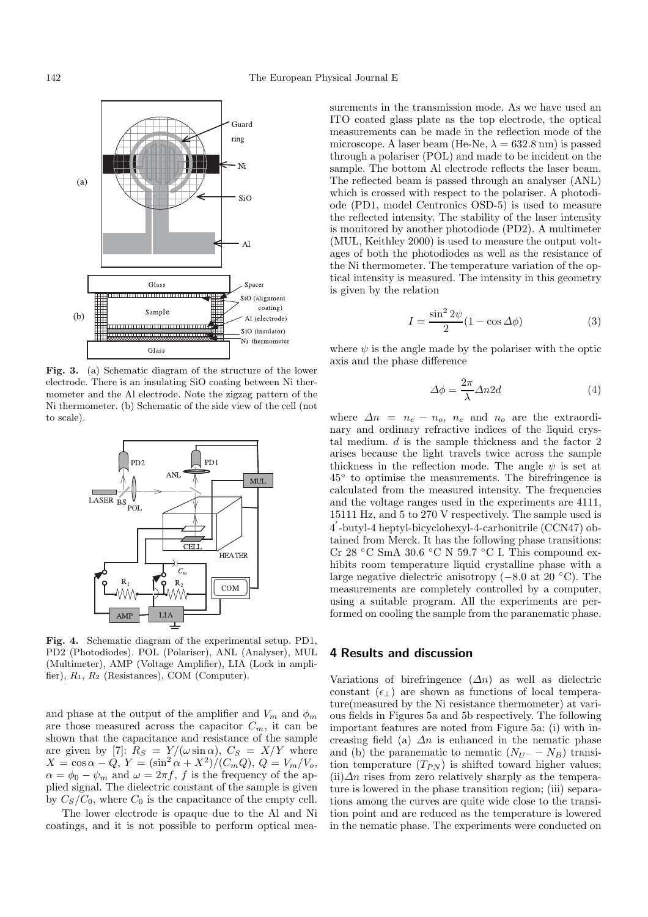Fig. 3. (a) Schematic diagram of the structure of the lower electrode. There is an insulating SiO coating between Ni thermometer and the Al electrode. Note the zigzag pattern of the Ni thermometer. (b) Schematic of the side view of the cell (not to scale).

Fig. 4. Schematic diagram of the experimental setup. PD1, PD2 (Photodiodes). POL (Polariser), ANL (Analyser), MUL (Multimeter), AMP (Voltage Amplifier), LIA (Lock in amplifier), $R_1$, $R_2$ (Resistances), COM (Computer).

and phase at the output of the amplifier and $V_m$ and $\phi_m$ are those measured across the capacitor $C_m$, it can be shown that the capacitance and resistance of the sample are given by [7]: $R_S = Y/(\omega \sin \alpha)$, $C_S = X/Y$ where $X = \cos \alpha - Q$, $Y = (\sin^2 \alpha + X^2)/(C_m Q)$, $Q = V_m/V_o$, $\alpha = \phi_0 - \psi_m$ and $\omega = 2\pi f$, $f$ is the frequency of the applied signal. The dielectric constant of the sample is given by $C_S/C_0$, where $C_0$ is the capacitance of the empty cell.

The lower electrode is opaque due to the Al and Ni coatings, and it is not possible to perform optical measurements in the transmission mode. As we have used an ITO coated glass plate as the top electrode, the optical measurements can be made in the reflection mode of the microscope. A laser beam (He-Ne, $\lambda = 632.8$ nm) is passed through a polariser (POL) and made to be incident on the sample. The bottom Al electrode reflects the laser beam. The reflected beam is passed through an analyser (ANL) which is crossed with respect to the polariser. A photodiode (PD1, model Centronics OSD-5) is used to measure the reflected intensity. The stability of the laser intensity is monitored by another photodiode (PD2). A multimeter (MUL, Keithley 2000) is used to measure the output voltages of both the photodiodes as well as the resistance of the Ni thermometer. The temperature variation of the optical intensity is measured. The intensity in this geometry is given by the relation

$$I = \frac{\sin^2 2\psi}{2}(1 - \cos \Delta\phi) \tag{3}$$

where $\psi$ is the angle made by the polariser with the optic axis and the phase difference

$$\Delta\phi = \frac{2\pi}{\lambda} \Delta n 2d \tag{4}$$

where $\Delta n = n_e - n_o$, $n_e$ and $n_o$ are the extraordinary and ordinary refractive indices of the liquid crystal medium. $d$ is the sample thickness and the factor 2 arises because the light travels twice across the sample thickness in the reflection mode. The angle $\psi$ is set at $45°$ to optimise the measurements. The birefringence is calculated from the measured intensity. The frequencies and the voltage ranges used in the experiments are 4111, 15111 Hz, and 5 to 270 V respectively. The sample used is 4′-butyl-4 heptyl-bicyclohexyl-4-carbonitrile (CCN47) obtained from Merck. It has the following phase transitions: Cr 28 °C SmA 30.6 °C N 59.7 °C I. This compound exhibits room temperature liquid crystalline phase with a large negative dielectric anisotropy (−8.0 at 20 °C). The measurements are completely controlled by a computer, using a suitable program. All the experiments are performed on cooling the sample from the paranematic phase.

## 4 Results and discussion

Variations of birefringence ($\Delta n$) as well as dielectric constant ($\epsilon_\perp$) are shown as functions of local temperature(measured by the Ni resistance thermometer) at various fields in Figures 5a and 5b respectively. The following important features are noted from Figure 5a: (i) with increasing field (a) $\Delta n$ is enhanced in the nematic phase and (b) the paranematic to nematic ($N_{U^-} - N_B$) transition temperature ($T_{PN}$) is shifted toward higher values; (ii)$\Delta n$ rises from zero relatively sharply as the temperature is lowered in the phase transition region; (iii) separations among the curves are quite wide close to the transition point and are reduced as the temperature is lowered in the nematic phase. The experiments were conducted on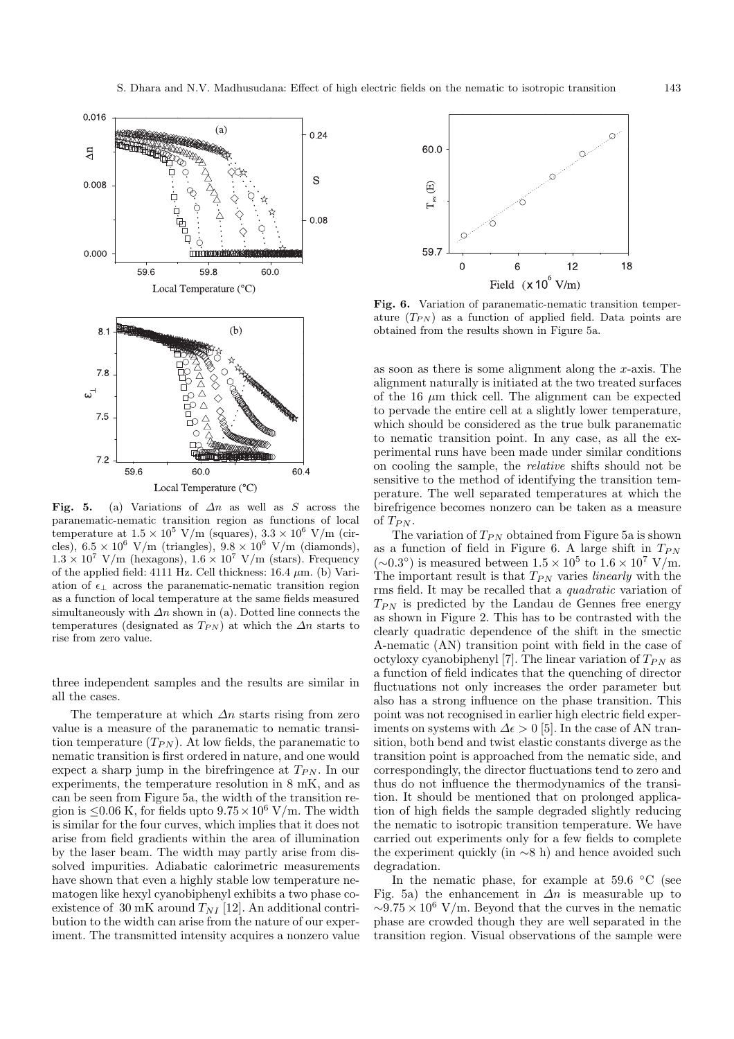**Fig. 5.** (a) Variations of $\Delta n$ as well as $S$ across the paranematic-nematic transition region as functions of local temperature at $1.5 \times 10^5$ V/m (squares), $3.3 \times 10^6$ V/m (circles), $6.5 \times 10^6$ V/m (triangles), $9.8 \times 10^6$ V/m (diamonds), $1.3 \times 10^7$ V/m (hexagons), $1.6 \times 10^7$ V/m (stars). Frequency of the applied field: 4111 Hz. Cell thickness: 16.4 $\mu$m. (b) Variation of $\epsilon_\perp$ across the paranematic-nematic transition region as a function of local temperature at the same fields measured simultaneously with $\Delta n$ shown in (a). Dotted line connects the temperatures (designated as $T_{PN}$) at which the $\Delta n$ starts to rise from zero value.

three independent samples and the results are similar in all the cases.

The temperature at which $\Delta n$ starts rising from zero value is a measure of the paranematic to nematic transition temperature ($T_{PN}$). At low fields, the paranematic to nematic transition is first ordered in nature, and one would expect a sharp jump in the birefringence at $T_{PN}$. In our experiments, the temperature resolution in 8 mK, and as can be seen from Figure 5a, the width of the transition region is $\leq$0.06 K, for fields upto $9.75 \times 10^6$ V/m. The width is similar for the four curves, which implies that it does not arise from field gradients within the area of illumination by the laser beam. The width may partly arise from dissolved impurities. Adiabatic calorimetric measurements have shown that even a highly stable low temperature nematogen like hexyl cyanobiphenyl exhibits a two phase coexistence of 30 mK around $T_{NI}$ [12]. An additional contribution to the width can arise from the nature of our experiment. The transmitted intensity acquires a nonzero value as soon as there is some alignment along the $x$-axis. The alignment naturally is initiated at the two treated surfaces of the 16 $\mu$m thick cell. The alignment can be expected to pervade the entire cell at a slightly lower temperature, which should be considered as the true bulk paranematic to nematic transition point. In any case, as all the experimental runs have been made under similar conditions on cooling the sample, the *relative* shifts should not be sensitive to the method of identifying the transition temperature. The well separated temperatures at which the birefrigence becomes nonzero can be taken as a measure of $T_{PN}$.

**Fig. 6.** Variation of paranematic-nematic transition temperature ($T_{PN}$) as a function of applied field. Data points are obtained from the results shown in Figure 5a.

The variation of $T_{PN}$ obtained from Figure 5a is shown as a function of field in Figure 6. A large shift in $T_{PN}$ ($\sim$0.3°) is measured between $1.5 \times 10^5$ to $1.6 \times 10^7$ V/m. The important result is that $T_{PN}$ varies *linearly* with the rms field. It may be recalled that a *quadratic* variation of $T_{PN}$ is predicted by the Landau de Gennes free energy as shown in Figure 2. This has to be contrasted with the clearly quadratic dependence of the shift in the smectic A-nematic (AN) transition point with field in the case of octyloxy cyanobiphenyl [7]. The linear variation of $T_{PN}$ as a function of field indicates that the quenching of director fluctuations not only increases the order parameter but also has a strong influence on the phase transition. This point was not recognised in earlier high electric field experiments on systems with $\Delta\epsilon > 0$ [5]. In the case of AN transition, both bend and twist elastic constants diverge as the transition point is approached from the nematic side, and correspondingly, the director fluctuations tend to zero and thus do not influence the thermodynamics of the transition. It should be mentioned that on prolonged application of high fields the sample degraded slightly reducing the nematic to isotropic transition temperature. We have carried out experiments only for a few fields to complete the experiment quickly (in $\sim$8 h) and hence avoided such degradation.

In the nematic phase, for example at 59.6 °C (see Fig. 5a) the enhancement in $\Delta n$ is measurable up to $\sim 9.75 \times 10^6$ V/m. Beyond that the curves in the nematic phase are crowded though they are well separated in the transition region. Visual observations of the sample were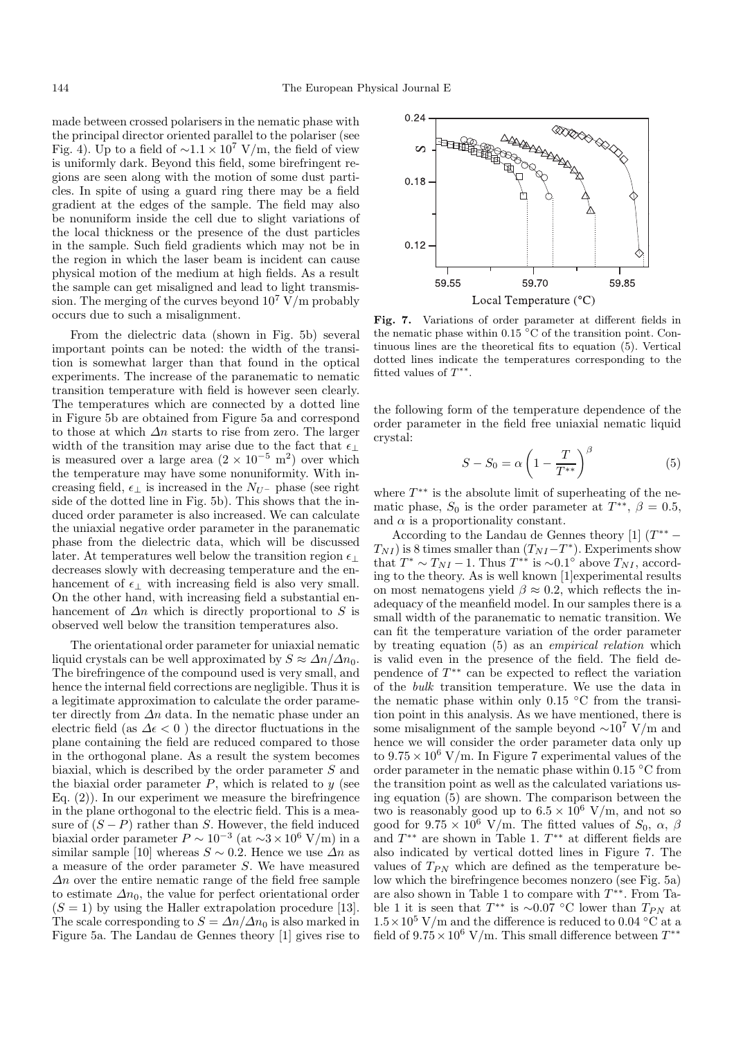made between crossed polarisers in the nematic phase with the principal director oriented parallel to the polariser (see Fig. 4). Up to a field of $\sim 1.1 \times 10^7$ V/m, the field of view is uniformly dark. Beyond this field, some birefringent regions are seen along with the motion of some dust particles. In spite of using a guard ring there may be a field gradient at the edges of the sample. The field may also be nonuniform inside the cell due to slight variations of the local thickness or the presence of the dust particles in the sample. Such field gradients which may not be in the region in which the laser beam is incident can cause physical motion of the medium at high fields. As a result the sample can get misaligned and lead to light transmission. The merging of the curves beyond $10^7$ V/m probably occurs due to such a misalignment.

From the dielectric data (shown in Fig. 5b) several important points can be noted: the width of the transition is somewhat larger than that found in the optical experiments. The increase of the paranematic to nematic transition temperature with field is however seen clearly. The temperatures which are connected by a dotted line in Figure 5b are obtained from Figure 5a and correspond to those at which $\Delta n$ starts to rise from zero. The larger width of the transition may arise due to the fact that $\epsilon_\perp$ is measured over a large area ($2 \times 10^{-5}$ m$^2$) over which the temperature may have some nonuniformity. With increasing field, $\epsilon_\perp$ is increased in the $N_{U^-}$ phase (see right side of the dotted line in Fig. 5b). This shows that the induced order parameter is also increased. We can calculate the uniaxial negative order parameter in the paranematic phase from the dielectric data, which will be discussed later. At temperatures well below the transition region $\epsilon_\perp$ decreases slowly with decreasing temperature and the enhancement of $\epsilon_\perp$ with increasing field is also very small. On the other hand, with increasing field a substantial enhancement of $\Delta n$ which is directly proportional to $S$ is observed well below the transition temperatures also.

The orientational order parameter for uniaxial nematic liquid crystals can be well approximated by $S \approx \Delta n/\Delta n_0$. The birefringence of the compound used is very small, and hence the internal field corrections are negligible. Thus it is a legitimate approximation to calculate the order parameter directly from $\Delta n$ data. In the nematic phase under an electric field (as $\Delta\epsilon < 0$ ) the director fluctuations in the plane containing the field are reduced compared to those in the orthogonal plane. As a result the system becomes biaxial, which is described by the order parameter $S$ and the biaxial order parameter $P$, which is related to $y$ (see Eq. (2)). In our experiment we measure the birefringence in the plane orthogonal to the electric field. This is a measure of $(S - P)$ rather than $S$. However, the field induced biaxial order parameter $P \sim 10^{-3}$ (at $\sim 3 \times 10^6$ V/m) in a similar sample [10] whereas $S \sim 0.2$. Hence we use $\Delta n$ as a measure of the order parameter $S$. We have measured $\Delta n$ over the entire nematic range of the field free sample to estimate $\Delta n_0$, the value for perfect orientational order ($S = 1$) by using the Haller extrapolation procedure [13]. The scale corresponding to $S = \Delta n/\Delta n_0$ is also marked in Figure 5a. The Landau de Gennes theory [1] gives rise to the following form of the temperature dependence of the order parameter in the field free uniaxial nematic liquid crystal:

**Fig. 7.** Variations of order parameter at different fields in the nematic phase within 0.15 °C of the transition point. Continuous lines are the theoretical fits to equation (5). Vertical dotted lines indicate the temperatures corresponding to the fitted values of $T^{**}$.

$$S - S_0 = \alpha \left(1 - \frac{T}{T^{**}}\right)^{\beta} \tag{5}$$

where $T^{**}$ is the absolute limit of superheating of the nematic phase, $S_0$ is the order parameter at $T^{**}$, $\beta = 0.5$, and $\alpha$ is a proportionality constant.

According to the Landau de Gennes theory [1] ($T^{**} - T_{NI}$) is 8 times smaller than ($T_{NI} - T^*$). Experiments show that $T^* \sim T_{NI} - 1$. Thus $T^{**}$ is $\sim 0.1°$ above $T_{NI}$, according to the theory. As is well known [1]experimental results on most nematogens yield $\beta \approx 0.2$, which reflects the inadequacy of the meanfield model. In our samples there is a small width of the paranematic to nematic transition. We can fit the temperature variation of the order parameter by treating equation (5) as an *empirical relation* which is valid even in the presence of the field. The field dependence of $T^{**}$ can be expected to reflect the variation of the *bulk* transition temperature. We use the data in the nematic phase within only 0.15 °C from the transition point in this analysis. As we have mentioned, there is some misalignment of the sample beyond $\sim 10^7$ V/m and hence we will consider the order parameter data only up to $9.75 \times 10^6$ V/m. In Figure 7 experimental values of the order parameter in the nematic phase within 0.15 °C from the transition point as well as the calculated variations using equation (5) are shown. The comparison between the two is reasonably good up to $6.5 \times 10^6$ V/m, and not so good for $9.75 \times 10^6$ V/m. The fitted values of $S_0$, $\alpha$, $\beta$ and $T^{**}$ are shown in Table 1. $T^{**}$ at different fields are also indicated by vertical dotted lines in Figure 7. The values of $T_{PN}$ which are defined as the temperature below which the birefringence becomes nonzero (see Fig. 5a) are also shown in Table 1 to compare with $T^{**}$. From Table 1 it is seen that $T^{**}$ is $\sim 0.07$ °C lower than $T_{PN}$ at $1.5 \times 10^5$ V/m and the difference is reduced to 0.04 °C at a field of $9.75 \times 10^6$ V/m. This small difference between $T^{**}$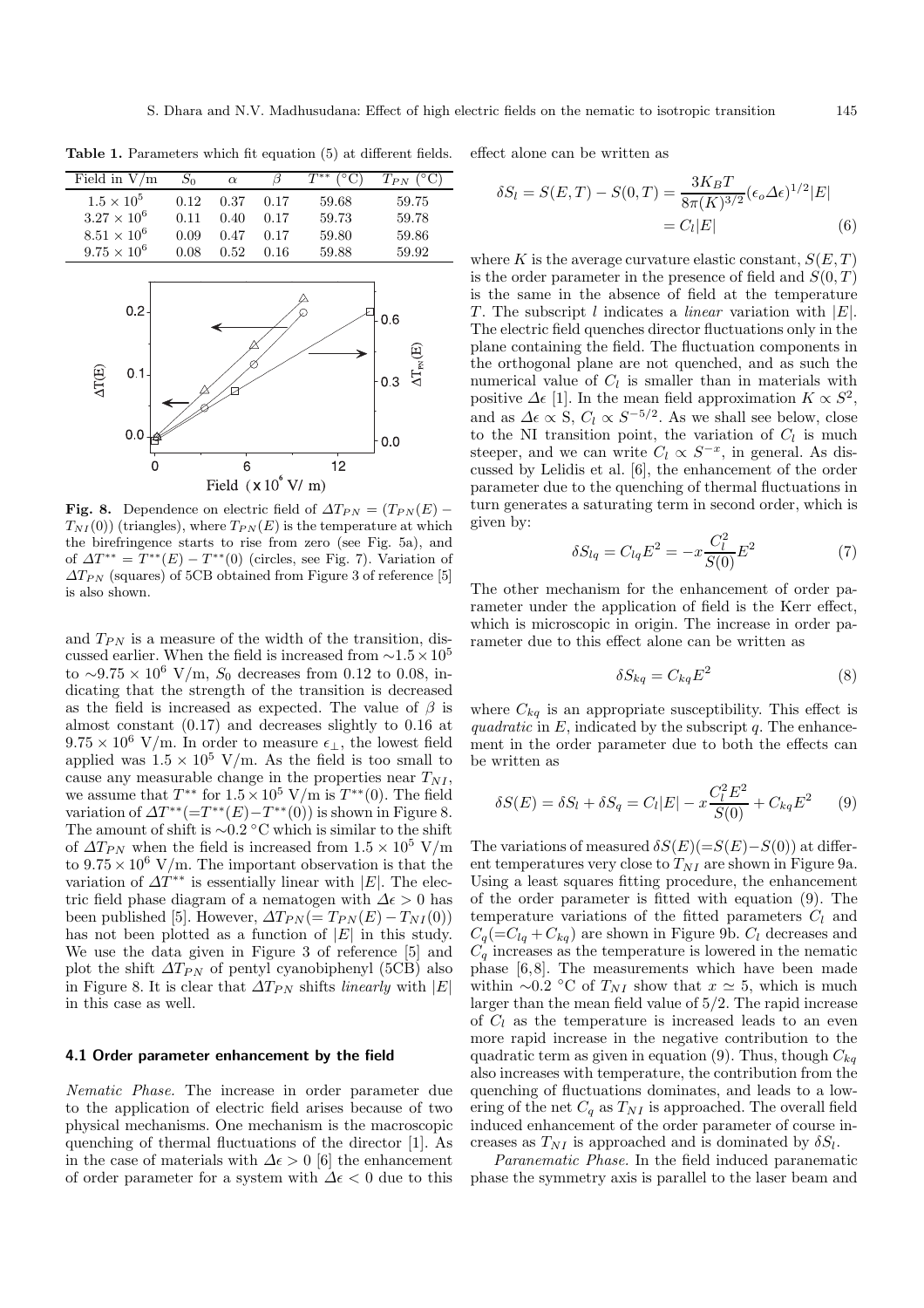**Table 1.** Parameters which fit equation (5) at different fields.

| Field in V/m | $S_0$ | $\alpha$ | $\beta$ | $T^{**}$ (°C) | $T_{PN}$ (°C) |
|---|---|---|---|---|---|
| $1.5 \times 10^5$ | 0.12 | 0.37 | 0.17 | 59.68 | 59.75 |
| $3.27 \times 10^6$ | 0.11 | 0.40 | 0.17 | 59.73 | 59.78 |
| $8.51 \times 10^6$ | 0.09 | 0.47 | 0.17 | 59.80 | 59.86 |
| $9.75 \times 10^6$ | 0.08 | 0.52 | 0.16 | 59.88 | 59.92 |

**Fig. 8.** Dependence on electric field of $\Delta T_{PN} = (T_{PN}(E) - T_{NI}(0))$ (triangles), where $T_{PN}(E)$ is the temperature at which the birefringence starts to rise from zero (see Fig. 5a), and of $\Delta T^{**} = T^{**}(E) - T^{**}(0)$ (circles, see Fig. 7). Variation of $\Delta T_{PN}$ (squares) of 5CB obtained from Figure 3 of reference [5] is also shown.

and $T_{PN}$ is a measure of the width of the transition, discussed earlier. When the field is increased from $\sim 1.5 \times 10^5$ to $\sim 9.75 \times 10^6$ V/m, $S_0$ decreases from 0.12 to 0.08, indicating that the strength of the transition is decreased as the field is increased as expected. The value of $\beta$ is almost constant (0.17) and decreases slightly to 0.16 at $9.75 \times 10^6$ V/m. In order to measure $\epsilon_\perp$, the lowest field applied was $1.5 \times 10^5$ V/m. As the field is too small to cause any measurable change in the properties near $T_{NI}$, we assume that $T^{**}$ for $1.5 \times 10^5$ V/m is $T^{**}(0)$. The field variation of $\Delta T^{**}(=T^{**}(E) - T^{**}(0))$ is shown in Figure 8. The amount of shift is $\sim 0.2$ °C which is similar to the shift of $\Delta T_{PN}$ when the field is increased from $1.5 \times 10^5$ V/m to $9.75 \times 10^6$ V/m. The important observation is that the variation of $\Delta T^{**}$ is essentially linear with $|E|$. The electric field phase diagram of a nematogen with $\Delta\epsilon > 0$ has been published [5]. However, $\Delta T_{PN}(= T_{PN}(E) - T_{NI}(0))$ has not been plotted as a function of $|E|$ in this study. We use the data given in Figure 3 of reference [5] and plot the shift $\Delta T_{PN}$ of pentyl cyanobiphenyl (5CB) also in Figure 8. It is clear that $\Delta T_{PN}$ shifts *linearly* with $|E|$ in this case as well.

### 4.1 Order parameter enhancement by the field

*Nematic Phase.* The increase in order parameter due to the application of electric field arises because of two physical mechanisms. One mechanism is the macroscopic quenching of thermal fluctuations of the director [1]. As in the case of materials with $\Delta\epsilon > 0$ [6] the enhancement of order parameter for a system with $\Delta\epsilon < 0$ due to this effect alone can be written as

$$\delta S_l = S(E,T) - S(0,T) = \frac{3K_BT}{8\pi(K)^{3/2}}(\epsilon_o\Delta\epsilon)^{1/2}|E| = C_l|E| \tag{6}$$

where $K$ is the average curvature elastic constant, $S(E,T)$ is the order parameter in the presence of field and $S(0,T)$ is the same in the absence of field at the temperature $T$. The subscript $l$ indicates a *linear* variation with $|E|$. The electric field quenches director fluctuations only in the plane containing the field. The fluctuation components in the orthogonal plane are not quenched, and as such the numerical value of $C_l$ is smaller than in materials with positive $\Delta\epsilon$ [1]. In the mean field approximation $K \propto S^2$, and as $\Delta\epsilon \propto$ S, $C_l \propto S^{-5/2}$. As we shall see below, close to the NI transition point, the variation of $C_l$ is much steeper, and we can write $C_l \propto S^{-x}$, in general. As discussed by Lelidis et al. [6], the enhancement of the order parameter due to the quenching of thermal fluctuations in turn generates a saturating term in second order, which is given by:

$$\delta S_{lq} = C_{lq}E^2 = -x\frac{C_l^2}{S(0)}E^2 \tag{7}$$

The other mechanism for the enhancement of order parameter under the application of field is the Kerr effect, which is microscopic in origin. The increase in order parameter due to this effect alone can be written as

$$\delta S_{kq} = C_{kq}E^2 \tag{8}$$

where $C_{kq}$ is an appropriate susceptibility. This effect is *quadratic* in $E$, indicated by the subscript $q$. The enhancement in the order parameter due to both the effects can be written as

$$\delta S(E) = \delta S_l + \delta S_q = C_l|E| - x\frac{C_l^2E^2}{S(0)} + C_{kq}E^2 \tag{9}$$

The variations of measured $\delta S(E)(=S(E)-S(0))$ at different temperatures very close to $T_{NI}$ are shown in Figure 9a. Using a least squares fitting procedure, the enhancement of the order parameter is fitted with equation (9). The temperature variations of the fitted parameters $C_l$ and $C_q(=C_{lq}+C_{kq})$ are shown in Figure 9b. $C_l$ decreases and $C_q$ increases as the temperature is lowered in the nematic phase [6,8]. The measurements which have been made within $\sim 0.2$ °C of $T_{NI}$ show that $x \simeq 5$, which is much larger than the mean field value of 5/2. The rapid increase of $C_l$ as the temperature is increased leads to an even more rapid increase in the negative contribution to the quadratic term as given in equation (9). Thus, though $C_{kq}$ also increases with temperature, the contribution from the quenching of fluctuations dominates, and leads to a lowering of the net $C_q$ as $T_{NI}$ is approached. The overall field induced enhancement of the order parameter is of course increases as $T_{NI}$ is approached and is dominated by $\delta S_l$.

*Paranematic Phase.* In the field induced paranematic phase the symmetry axis is parallel to the laser beam and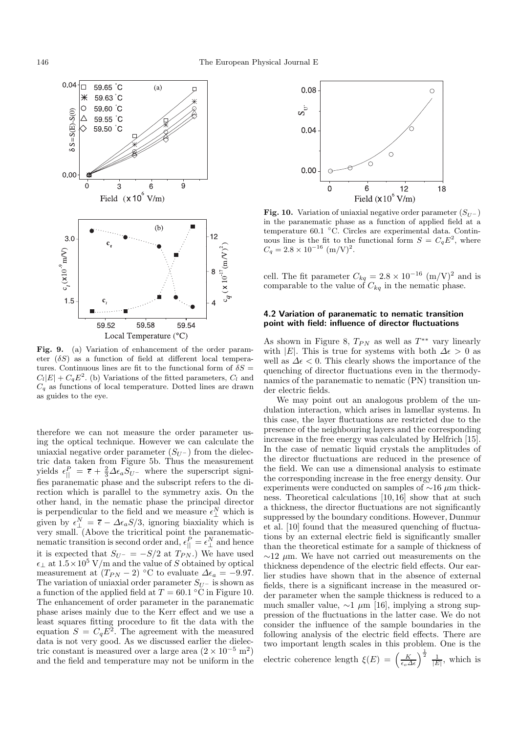**Fig. 9.** (a) Variation of enhancement of the order parameter ($\delta S$) as a function of field at different local temperatures. Continuous lines are fit to the functional form of $\delta S = C_l|E| + C_q E^2$. (b) Variations of the fitted parameters, $C_l$ and $C_q$ as functions of local temperature. Dotted lines are drawn as guides to the eye.

therefore we can not measure the order parameter using the optical technique. However we can calculate the uniaxial negative order parameter ($S_{U^-}$) from the dielectric data taken from Figure 5b. Thus the measurement yields $\epsilon_{||}^P = \overline{\epsilon} + \frac{2}{3}\Delta\epsilon_a S_{U^-}$ where the superscript signifies paranematic phase and the subscript refers to the direction which is parallel to the symmetry axis. On the other hand, in the nematic phase the principal director is perpendicular to the field and we measure $\epsilon_{\perp}^N$ which is given by $\epsilon_{\perp}^N = \overline{\epsilon} - \Delta\epsilon_a S/3$, ignoring biaxiality which is very small. (Above the tricritical point the paranematic-nematic transition is second order and, $\epsilon_{||}^P = \epsilon_{\perp}^N$ and hence it is expected that $S_{U^-} = -S/2$ at $T_{PN}$.) We have used $\epsilon_{\perp}$ at $1.5\times10^5$ V/m and the value of $S$ obtained by optical measurement at $(T_{PN} - 2)$ °C to evaluate $\Delta\epsilon_a = -9.97$. The variation of uniaxial order parameter $S_{U^-}$ is shown as a function of the applied field at $T = 60.1$ °C in Figure 10. The enhancement of order parameter in the paranematic phase arises mainly due to the Kerr effect and we use a least squares fitting procedure to fit the data with the equation $S = C_q E^2$. The agreement with the measured data is not very good. As we discussed earlier the dielectric constant is measured over a large area ($2\times10^{-5}$ m$^2$) and the field and temperature may not be uniform in the

**Fig. 10.** Variation of uniaxial negative order parameter ($S_{U^-}$) in the paranematic phase as a function of applied field at a temperature 60.1 °C. Circles are experimental data. Continuous line is the fit to the functional form $S = C_q E^2$, where $C_q = 2.8\times10^{-16}$ (m/V)$^2$.

cell. The fit parameter $C_{kq} = 2.8\times10^{-16}$ (m/V)$^2$ and is comparable to the value of $C_{kq}$ in the nematic phase.

### 4.2 Variation of paranematic to nematic transition point with field: influence of director fluctuations

As shown in Figure 8, $T_{PN}$ as well as $T^{**}$ vary linearly with $|E|$. This is true for systems with both $\Delta\epsilon > 0$ as well as $\Delta\epsilon < 0$. This clearly shows the importance of the quenching of director fluctuations even in the thermodynamics of the paranematic to nematic (PN) transition under electric fields.

We may point out an analogous problem of the undulation interaction, which arises in lamellar systems. In this case, the layer fluctuations are restricted due to the presence of the neighbouring layers and the corresponding increase in the free energy was calculated by Helfrich [15]. In the case of nematic liquid crystals the amplitudes of the director fluctuations are reduced in the presence of the field. We can use a dimensional analysis to estimate the corresponding increase in the free energy density. Our experiments were conducted on samples of $\sim$16 $\mu$m thickness. Theoretical calculations [10,16] show that at such a thickness, the director fluctuations are not significantly suppressed by the boundary conditions. However, Dunmur et al. [10] found that the measured quenching of fluctuations by an external electric field is significantly smaller than the theoretical estimate for a sample of thickness of $\sim$12 $\mu$m. We have not carried out measurements on the thickness dependence of the electric field effects. Our earlier studies have shown that in the absence of external fields, there is a significant increase in the measured order parameter when the sample thickness is reduced to a much smaller value, $\sim$1 $\mu$m [16], implying a strong suppression of the fluctuations in the latter case. We do not consider the influence of the sample boundaries in the following analysis of the electric field effects. There are two important length scales in this problem. One is the electric coherence length $\xi(E) = \left(\frac{K}{\epsilon_o \Delta\epsilon}\right)^{\frac{1}{2}} \frac{1}{|E|}$, which is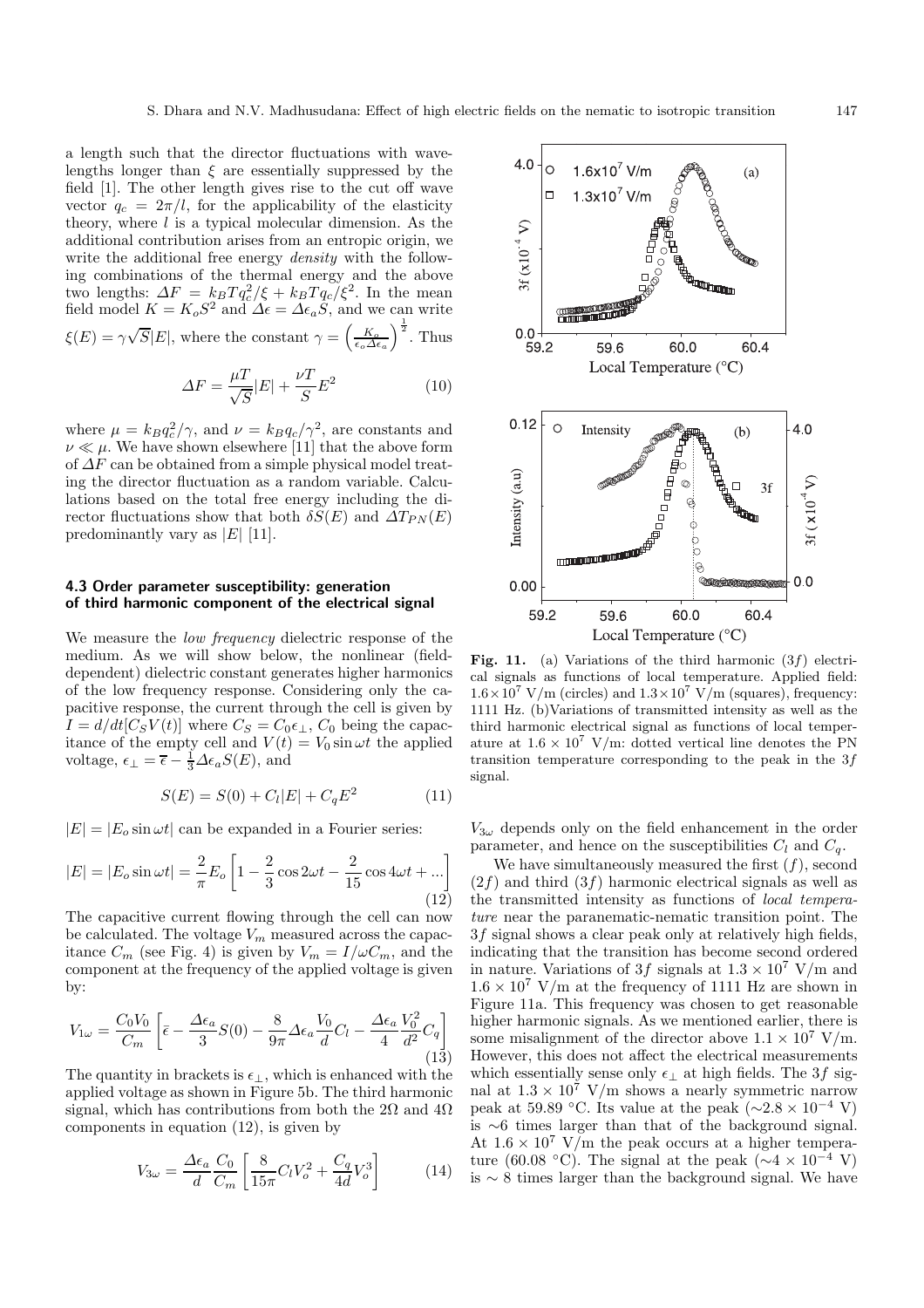a length such that the director fluctuations with wavelengths longer than $\xi$ are essentially suppressed by the field [1]. The other length gives rise to the cut off wave vector $q_c = 2\pi/l$, for the applicability of the elasticity theory, where $l$ is a typical molecular dimension. As the additional contribution arises from an entropic origin, we write the additional free energy *density* with the following combinations of the thermal energy and the above two lengths: $\Delta F = k_B T q_c^2/\xi + k_B T q_c/\xi^2$. In the mean field model $K = K_o S^2$ and $\Delta\epsilon = \Delta\epsilon_a S$, and we can write $\xi(E) = \gamma\sqrt{S}|E|$, where the constant $\gamma = \left(\frac{K_o}{\epsilon_o \Delta\epsilon_a}\right)^{\frac{1}{2}}$. Thus

$$\Delta F = \frac{\mu T}{\sqrt{S}}|E| + \frac{\nu T}{S}E^2 \tag{10}$$

where $\mu = k_B q_c^2/\gamma$, and $\nu = k_B q_c/\gamma^2$, are constants and $\nu \ll \mu$. We have shown elsewhere [11] that the above form of $\Delta F$ can be obtained from a simple physical model treating the director fluctuation as a random variable. Calculations based on the total free energy including the director fluctuations show that both $\delta S(E)$ and $\Delta T_{PN}(E)$ predominantly vary as $|E|$ [11].

### 4.3 Order parameter susceptibility: generation of third harmonic component of the electrical signal

We measure the *low frequency* dielectric response of the medium. As we will show below, the nonlinear (field-dependent) dielectric constant generates higher harmonics of the low frequency response. Considering only the capacitive response, the current through the cell is given by $I = d/dt[C_S V(t)]$ where $C_S = C_0\epsilon_\perp$, $C_0$ being the capacitance of the empty cell and $V(t) = V_0 \sin\omega t$ the applied voltage, $\epsilon_\perp = \overline{\epsilon} - \frac{1}{3}\Delta\epsilon_a S(E)$, and

$$S(E) = S(0) + C_l|E| + C_q E^2 \tag{11}$$

$|E| = |E_o \sin\omega t|$ can be expanded in a Fourier series:

$$|E| = |E_o \sin\omega t| = \frac{2}{\pi}E_o\left[1 - \frac{2}{3}\cos 2\omega t - \frac{2}{15}\cos 4\omega t + ...\right] \tag{12}$$

The capacitive current flowing through the cell can now be calculated. The voltage $V_m$ measured across the capacitance $C_m$ (see Fig. 4) is given by $V_m = I/\omega C_m$, and the component at the frequency of the applied voltage is given by:

$$V_{1\omega} = \frac{C_0 V_0}{C_m}\left[\overline{\epsilon} - \frac{\Delta\epsilon_a}{3}S(0) - \frac{8}{9\pi}\Delta\epsilon_a\frac{V_0}{d}C_l - \frac{\Delta\epsilon_a}{4}\frac{V_0^2}{d^2}C_q\right] \tag{13}$$

The quantity in brackets is $\epsilon_\perp$, which is enhanced with the applied voltage as shown in Figure 5b. The third harmonic signal, which has contributions from both the $2\Omega$ and $4\Omega$ components in equation (12), is given by

$$V_{3\omega} = \frac{\Delta\epsilon_a}{d}\frac{C_0}{C_m}\left[\frac{8}{15\pi}C_l V_o^2 + \frac{C_q}{4d}V_o^3\right] \tag{14}$$

**Fig. 11.** (a) Variations of the third harmonic ($3f$) electrical signals as functions of local temperature. Applied field: $1.6\times10^7$ V/m (circles) and $1.3\times10^7$ V/m (squares), frequency: 1111 Hz. (b)Variations of transmitted intensity as well as the third harmonic electrical signal as functions of local temperature at $1.6\times10^7$ V/m: dotted vertical line denotes the PN transition temperature corresponding to the peak in the $3f$ signal.

$V_{3\omega}$ depends only on the field enhancement in the order parameter, and hence on the susceptibilities $C_l$ and $C_q$.

We have simultaneously measured the first ($f$), second ($2f$) and third ($3f$) harmonic electrical signals as well as the transmitted intensity as functions of *local temperature* near the paranematic-nematic transition point. The $3f$ signal shows a clear peak only at relatively high fields, indicating that the transition has become second ordered in nature. Variations of $3f$ signals at $1.3\times10^7$ V/m and $1.6\times10^7$ V/m at the frequency of 1111 Hz are shown in Figure 11a. This frequency was chosen to get reasonable higher harmonic signals. As we mentioned earlier, there is some misalignment of the director above $1.1\times10^7$ V/m. However, this does not affect the electrical measurements which essentially sense only $\epsilon_\perp$ at high fields. The $3f$ signal at $1.3\times10^7$ V/m shows a nearly symmetric narrow peak at 59.89 °C. Its value at the peak ($\sim 2.8\times10^{-4}$ V) is $\sim 6$ times larger than that of the background signal. At $1.6\times10^7$ V/m the peak occurs at a higher temperature (60.08 °C). The signal at the peak ($\sim 4\times10^{-4}$ V) is $\sim 8$ times larger than the background signal. We have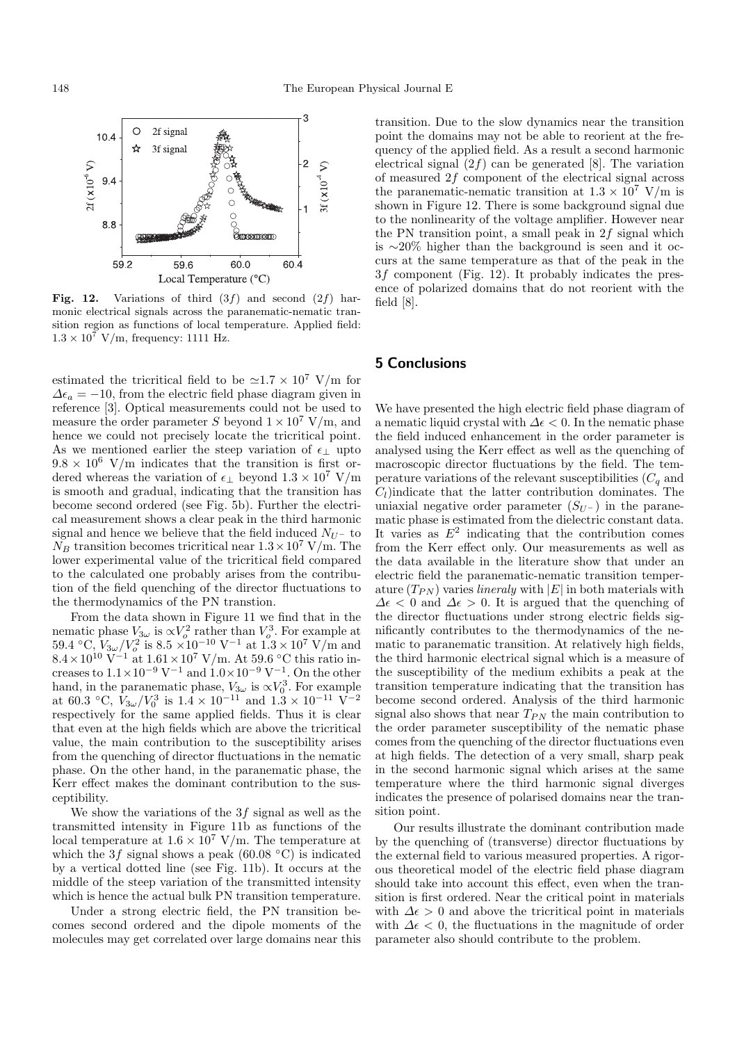**Fig. 12.** Variations of third ($3f$) and second ($2f$) harmonic electrical signals across the paranematic-nematic transition region as functions of local temperature. Applied field: $1.3 \times 10^7$ V/m, frequency: 1111 Hz.

estimated the tricritical field to be $\simeq 1.7 \times 10^7$ V/m for $\Delta\epsilon_a = -10$, from the electric field phase diagram given in reference [3]. Optical measurements could not be used to measure the order parameter $S$ beyond $1 \times 10^7$ V/m, and hence we could not precisely locate the tricritical point. As we mentioned earlier the steep variation of $\epsilon_\perp$ upto $9.8 \times 10^6$ V/m indicates that the transition is first ordered whereas the variation of $\epsilon_\perp$ beyond $1.3 \times 10^7$ V/m is smooth and gradual, indicating that the transition has become second ordered (see Fig. 5b). Further the electrical measurement shows a clear peak in the third harmonic signal and hence we believe that the field induced $N_{U^-}$ to $N_B$ transition becomes tricritical near $1.3 \times 10^7$ V/m. The lower experimental value of the tricritical field compared to the calculated one probably arises from the contribution of the field quenching of the director fluctuations to the thermodynamics of the PN transtion.

From the data shown in Figure 11 we find that in the nematic phase $V_{3\omega}$ is $\propto V_o^2$ rather than $V_o^3$. For example at 59.4 °C, $V_{3\omega}/V_o^2$ is $8.5 \times 10^{-10}$ V$^{-1}$ at $1.3 \times 10^7$ V/m and $8.4 \times 10^{10}$ V$^{-1}$ at $1.61 \times 10^7$ V/m. At 59.6 °C this ratio increases to $1.1 \times 10^{-9}$ V$^{-1}$ and $1.0 \times 10^{-9}$ V$^{-1}$. On the other hand, in the paranematic phase, $V_{3\omega}$ is $\propto V_0^3$. For example at 60.3 °C, $V_{3\omega}/V_0^3$ is $1.4 \times 10^{-11}$ and $1.3 \times 10^{-11}$ V$^{-2}$ respectively for the same applied fields. Thus it is clear that even at the high fields which are above the tricritical value, the main contribution to the susceptibility arises from the quenching of director fluctuations in the nematic phase. On the other hand, in the paranematic phase, the Kerr effect makes the dominant contribution to the susceptibility.

We show the variations of the $3f$ signal as well as the transmitted intensity in Figure 11b as functions of the local temperature at $1.6 \times 10^7$ V/m. The temperature at which the $3f$ signal shows a peak (60.08 °C) is indicated by a vertical dotted line (see Fig. 11b). It occurs at the middle of the steep variation of the transmitted intensity which is hence the actual bulk PN transition temperature.

Under a strong electric field, the PN transition becomes second ordered and the dipole moments of the molecules may get correlated over large domains near this transition. Due to the slow dynamics near the transition point the domains may not be able to reorient at the frequency of the applied field. As a result a second harmonic electrical signal ($2f$) can be generated [8]. The variation of measured $2f$ component of the electrical signal across the paranematic-nematic transition at $1.3 \times 10^7$ V/m is shown in Figure 12. There is some background signal due to the nonlinearity of the voltage amplifier. However near the PN transition point, a small peak in $2f$ signal which is $\sim$20% higher than the background is seen and it occurs at the same temperature as that of the peak in the $3f$ component (Fig. 12). It probably indicates the presence of polarized domains that do not reorient with the field [8].

## 5 Conclusions

We have presented the high electric field phase diagram of a nematic liquid crystal with $\Delta\epsilon < 0$. In the nematic phase the field induced enhancement in the order parameter is analysed using the Kerr effect as well as the quenching of macroscopic director fluctuations by the field. The temperature variations of the relevant susceptibilities ($C_q$ and $C_l$)indicate that the latter contribution dominates. The uniaxial negative order parameter ($S_{U^-}$) in the paranematic phase is estimated from the dielectric constant data. It varies as $E^2$ indicating that the contribution comes from the Kerr effect only. Our measurements as well as the data available in the literature show that under an electric field the paranematic-nematic transition temperature ($T_{PN}$) varies *lineraly* with $|E|$ in both materials with $\Delta\epsilon < 0$ and $\Delta\epsilon > 0$. It is argued that the quenching of the director fluctuations under strong electric fields significantly contributes to the thermodynamics of the nematic to paranematic transition. At relatively high fields, the third harmonic electrical signal which is a measure of the susceptibility of the medium exhibits a peak at the transition temperature indicating that the transition has become second ordered. Analysis of the third harmonic signal also shows that near $T_{PN}$ the main contribution to the order parameter susceptibility of the nematic phase comes from the quenching of the director fluctuations even at high fields. The detection of a very small, sharp peak in the second harmonic signal which arises at the same temperature where the third harmonic signal diverges indicates the presence of polarised domains near the transition point.

Our results illustrate the dominant contribution made by the quenching of (transverse) director fluctuations by the external field to various measured properties. A rigorous theoretical model of the electric field phase diagram should take into account this effect, even when the transition is first ordered. Near the critical point in materials with $\Delta\epsilon > 0$ and above the tricritical point in materials with $\Delta\epsilon < 0$, the fluctuations in the magnitude of order parameter also should contribute to the problem.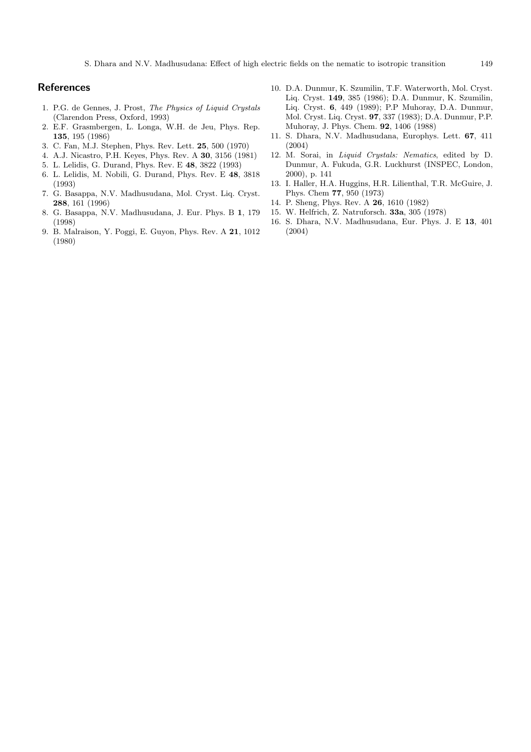## References

1. P.G. de Gennes, J. Prost, *The Physics of Liquid Crystals* (Clarendon Press, Oxford, 1993)
2. E.F. Grasmbergen, L. Longa, W.H. de Jeu, Phys. Rep. **135**, 195 (1986)
3. C. Fan, M.J. Stephen, Phys. Rev. Lett. **25**, 500 (1970)
4. A.J. Nicastro, P.H. Keyes, Phys. Rev. A **30**, 3156 (1981)
5. L. Lelidis, G. Durand, Phys. Rev. E **48**, 3822 (1993)
6. L. Lelidis, M. Nobili, G. Durand, Phys. Rev. E **48**, 3818 (1993)
7. G. Basappa, N.V. Madhusudana, Mol. Cryst. Liq. Cryst. **288**, 161 (1996)
8. G. Basappa, N.V. Madhusudana, J. Eur. Phys. B **1**, 179 (1998)
9. B. Malraison, Y. Poggi, E. Guyon, Phys. Rev. A **21**, 1012 (1980)
10. D.A. Dunmur, K. Szumilin, T.F. Waterworth, Mol. Cryst. Liq. Cryst. **149**, 385 (1986); D.A. Dunmur, K. Szumilin, Liq. Cryst. **6**, 449 (1989); P.P Muhoray, D.A. Dunmur, Mol. Cryst. Liq. Cryst. **97**, 337 (1983); D.A. Dunmur, P.P. Muhoray, J. Phys. Chem. **92**, 1406 (1988)
11. S. Dhara, N.V. Madhusudana, Europhys. Lett. **67**, 411 (2004)
12. M. Sorai, in *Liquid Crystals: Nematics*, edited by D. Dunmur, A. Fukuda, G.R. Luckhurst (INSPEC, London, 2000), p. 141
13. I. Haller, H.A. Huggins, H.R. Lilienthal, T.R. McGuire, J. Phys. Chem **77**, 950 (1973)
14. P. Sheng, Phys. Rev. A **26**, 1610 (1982)
15. W. Helfrich, Z. Natruforsch. **33a**, 305 (1978)
16. S. Dhara, N.V. Madhusudana, Eur. Phys. J. E **13**, 401 (2004)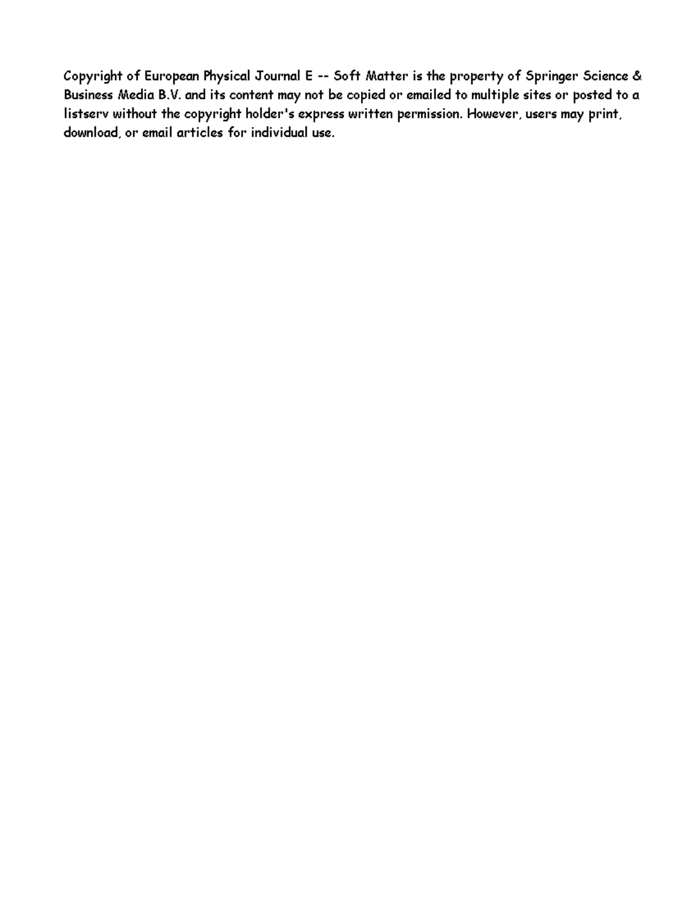Copyright of European Physical Journal E -- Soft Matter is the property of Springer Science & Business Media B.V. and its content may not be copied or emailed to multiple sites or posted to a listserv without the copyright holder's express written permission. However, users may print, download, or email articles for individual use.